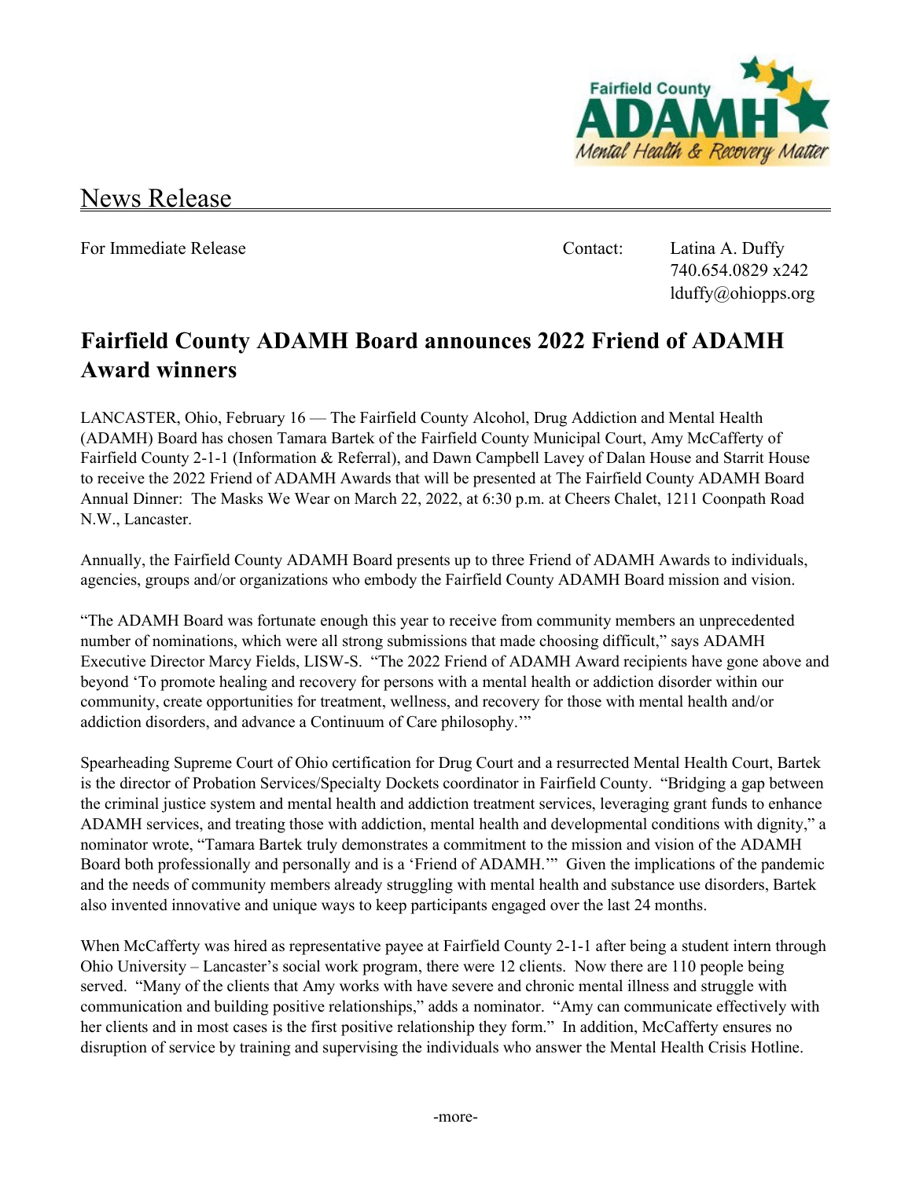Fairfield County ADAMH Mental Health & Recovery Matter

News Release

For Immediate Release

Contact: Latina A. Duffy
740.654.0829 x242
lduffy@ohiopps.org

# Fairfield County ADAMH Board announces 2022 Friend of ADAMH Award winners

LANCASTER, Ohio, February 16 — The Fairfield County Alcohol, Drug Addiction and Mental Health (ADAMH) Board has chosen Tamara Bartek of the Fairfield County Municipal Court, Amy McCafferty of Fairfield County 2-1-1 (Information & Referral), and Dawn Campbell Lavey of Dalan House and Starrit House to receive the 2022 Friend of ADAMH Awards that will be presented at The Fairfield County ADAMH Board Annual Dinner: The Masks We Wear on March 22, 2022, at 6:30 p.m. at Cheers Chalet, 1211 Coonpath Road N.W., Lancaster.

Annually, the Fairfield County ADAMH Board presents up to three Friend of ADAMH Awards to individuals, agencies, groups and/or organizations who embody the Fairfield County ADAMH Board mission and vision.

"The ADAMH Board was fortunate enough this year to receive from community members an unprecedented number of nominations, which were all strong submissions that made choosing difficult," says ADAMH Executive Director Marcy Fields, LISW-S. "The 2022 Friend of ADAMH Award recipients have gone above and beyond 'To promote healing and recovery for persons with a mental health or addiction disorder within our community, create opportunities for treatment, wellness, and recovery for those with mental health and/or addiction disorders, and advance a Continuum of Care philosophy.'"

Spearheading Supreme Court of Ohio certification for Drug Court and a resurrected Mental Health Court, Bartek is the director of Probation Services/Specialty Dockets coordinator in Fairfield County. "Bridging a gap between the criminal justice system and mental health and addiction treatment services, leveraging grant funds to enhance ADAMH services, and treating those with addiction, mental health and developmental conditions with dignity," a nominator wrote, "Tamara Bartek truly demonstrates a commitment to the mission and vision of the ADAMH Board both professionally and personally and is a 'Friend of ADAMH.'" Given the implications of the pandemic and the needs of community members already struggling with mental health and substance use disorders, Bartek also invented innovative and unique ways to keep participants engaged over the last 24 months.

When McCafferty was hired as representative payee at Fairfield County 2-1-1 after being a student intern through Ohio University – Lancaster's social work program, there were 12 clients. Now there are 110 people being served. "Many of the clients that Amy works with have severe and chronic mental illness and struggle with communication and building positive relationships," adds a nominator. "Amy can communicate effectively with her clients and in most cases is the first positive relationship they form." In addition, McCafferty ensures no disruption of service by training and supervising the individuals who answer the Mental Health Crisis Hotline.

-more-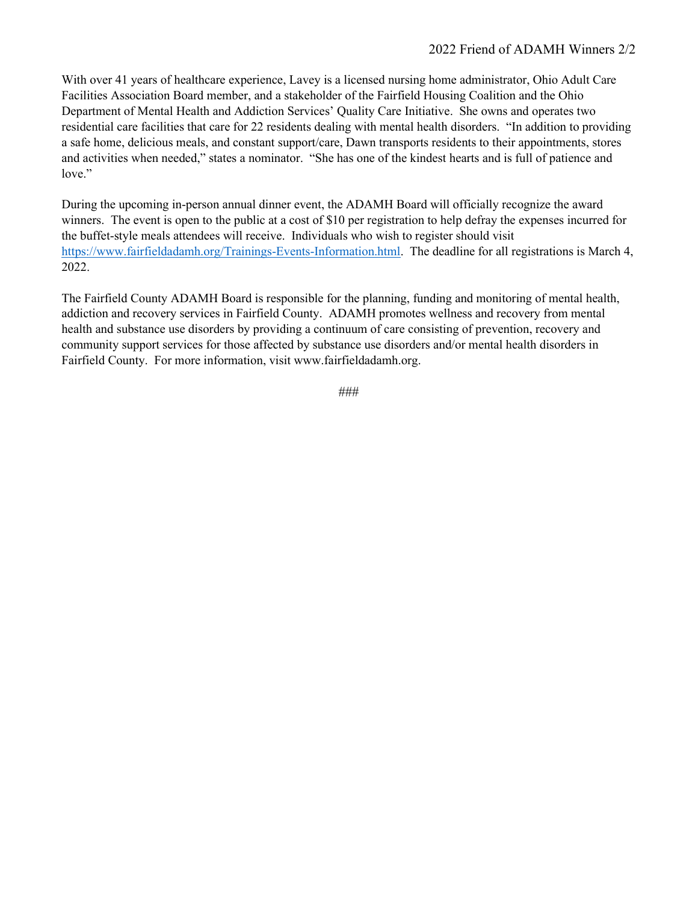With over 41 years of healthcare experience, Lavey is a licensed nursing home administrator, Ohio Adult Care Facilities Association Board member, and a stakeholder of the Fairfield Housing Coalition and the Ohio Department of Mental Health and Addiction Services' Quality Care Initiative. She owns and operates two residential care facilities that care for 22 residents dealing with mental health disorders. "In addition to providing a safe home, delicious meals, and constant support/care, Dawn transports residents to their appointments, stores and activities when needed," states a nominator. "She has one of the kindest hearts and is full of patience and love."

During the upcoming in-person annual dinner event, the ADAMH Board will officially recognize the award winners. The event is open to the public at a cost of $10 per registration to help defray the expenses incurred for the buffet-style meals attendees will receive. Individuals who wish to register should visit https://www.fairfieldadamh.org/Trainings-Events-Information.html. The deadline for all registrations is March 4, 2022.

The Fairfield County ADAMH Board is responsible for the planning, funding and monitoring of mental health, addiction and recovery services in Fairfield County. ADAMH promotes wellness and recovery from mental health and substance use disorders by providing a continuum of care consisting of prevention, recovery and community support services for those affected by substance use disorders and/or mental health disorders in Fairfield County. For more information, visit www.fairfieldadamh.org.

###